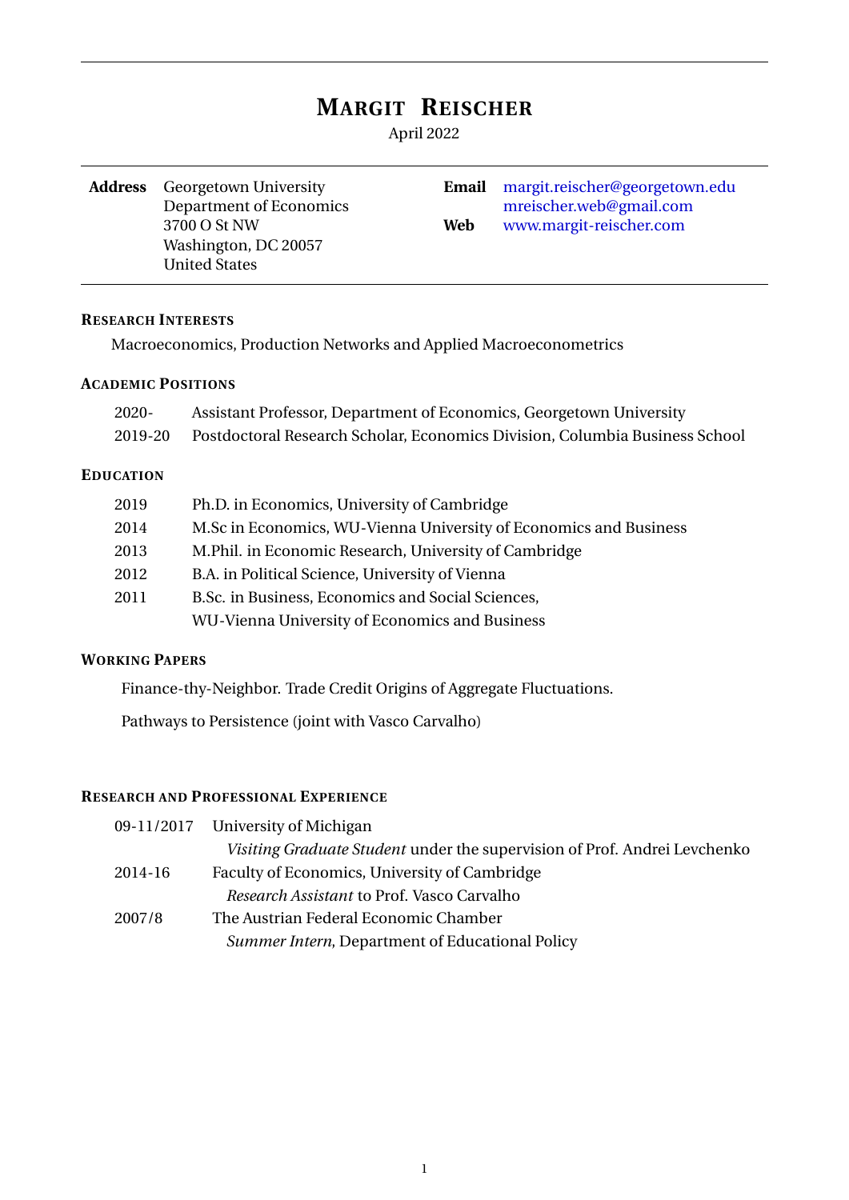# Margit Reischer

April 2022

| | | | |
|---|---|---|---|
| **Address** | Georgetown University<br>Department of Economics<br>3700 O St NW<br>Washington, DC 20057<br>United States | **Email** | margit.reischer@georgetown.edu<br>mreischer.web@gmail.com |
| | | **Web** | www.margit-reischer.com |

## Research Interests

Macroeconomics, Production Networks and Applied Macroeconometrics

## Academic Positions

| | |
|---|---|
| 2020- | Assistant Professor, Department of Economics, Georgetown University |
| 2019-20 | Postdoctoral Research Scholar, Economics Division, Columbia Business School |

## Education

| | |
|---|---|
| 2019 | Ph.D. in Economics, University of Cambridge |
| 2014 | M.Sc in Economics, WU-Vienna University of Economics and Business |
| 2013 | M.Phil. in Economic Research, University of Cambridge |
| 2012 | B.A. in Political Science, University of Vienna |
| 2011 | B.Sc. in Business, Economics and Social Sciences,<br>WU-Vienna University of Economics and Business |

## Working Papers

Finance-thy-Neighbor. Trade Credit Origins of Aggregate Fluctuations.

Pathways to Persistence (joint with Vasco Carvalho)

## Research and Professional Experience

| | |
|---|---|
| 09-11/2017 | University of Michigan<br>*Visiting Graduate Student* under the supervision of Prof. Andrei Levchenko |
| 2014-16 | Faculty of Economics, University of Cambridge<br>*Research Assistant* to Prof. Vasco Carvalho |
| 2007/8 | The Austrian Federal Economic Chamber<br>*Summer Intern*, Department of Educational Policy |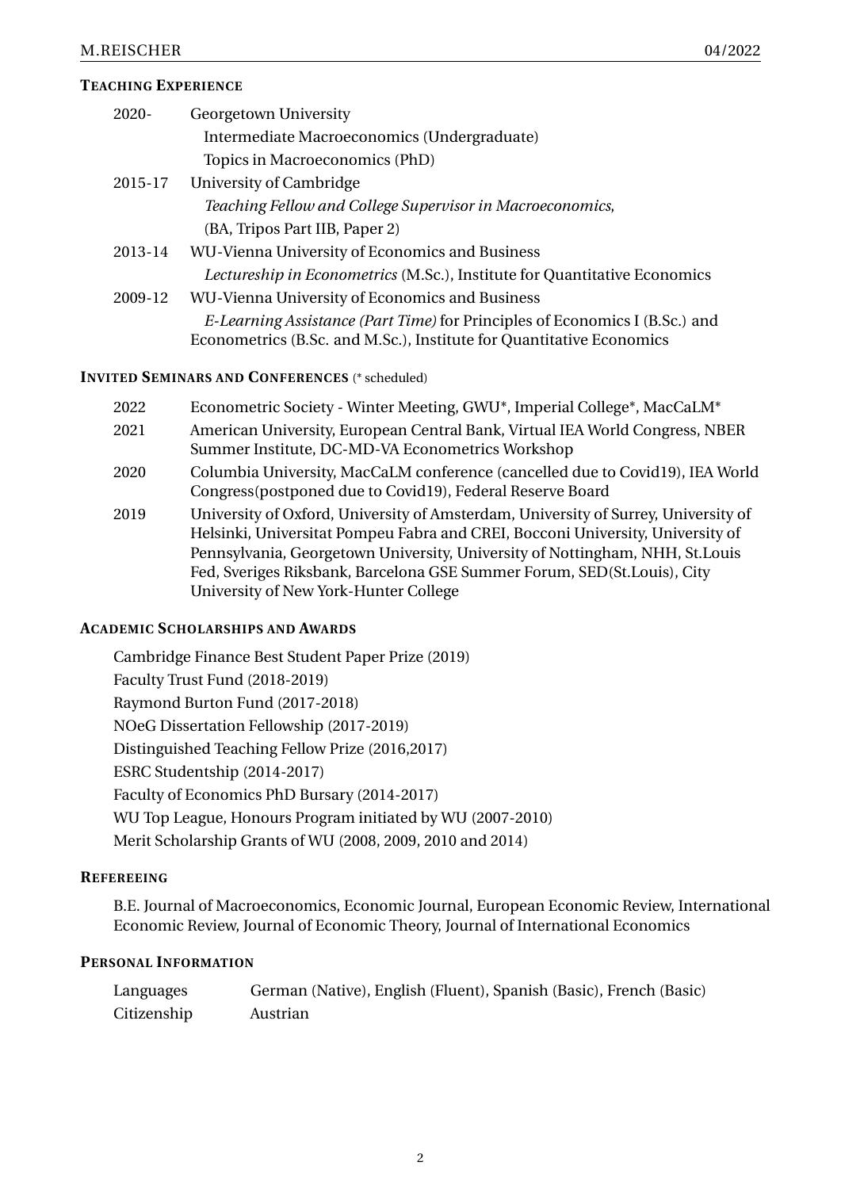## Teaching Experience

| | |
|---|---|
| 2020- | Georgetown University |
| | Intermediate Macroeconomics (Undergraduate) |
| | Topics in Macroeconomics (PhD) |
| 2015-17 | University of Cambridge |
| | *Teaching Fellow and College Supervisor in Macroeconomics*, |
| | (BA, Tripos Part IIB, Paper 2) |
| 2013-14 | WU-Vienna University of Economics and Business |
| | *Lectureship in Econometrics* (M.Sc.), Institute for Quantitative Economics |
| 2009-12 | WU-Vienna University of Economics and Business |
| | *E-Learning Assistance (Part Time)* for Principles of Economics I (B.Sc.) and Econometrics (B.Sc. and M.Sc.), Institute for Quantitative Economics |

## Invited Seminars and Conferences (* scheduled)

| | |
|---|---|
| 2022 | Econometric Society - Winter Meeting, GWU*, Imperial College*, MacCaLM* |
| 2021 | American University, European Central Bank, Virtual IEA World Congress, NBER Summer Institute, DC-MD-VA Econometrics Workshop |
| 2020 | Columbia University, MacCaLM conference (cancelled due to Covid19), IEA World Congress(postponed due to Covid19), Federal Reserve Board |
| 2019 | University of Oxford, University of Amsterdam, University of Surrey, University of Helsinki, Universitat Pompeu Fabra and CREI, Bocconi University, University of Pennsylvania, Georgetown University, University of Nottingham, NHH, St.Louis Fed, Sveriges Riksbank, Barcelona GSE Summer Forum, SED(St.Louis), City University of New York-Hunter College |

## Academic Scholarships and Awards

Cambridge Finance Best Student Paper Prize (2019)

Faculty Trust Fund (2018-2019)

Raymond Burton Fund (2017-2018)

NOeG Dissertation Fellowship (2017-2019)

Distinguished Teaching Fellow Prize (2016,2017)

ESRC Studentship (2014-2017)

Faculty of Economics PhD Bursary (2014-2017)

WU Top League, Honours Program initiated by WU (2007-2010)

Merit Scholarship Grants of WU (2008, 2009, 2010 and 2014)

## Refereeing

B.E. Journal of Macroeconomics, Economic Journal, European Economic Review, International Economic Review, Journal of Economic Theory, Journal of International Economics

## Personal Information

| | |
|---|---|
| Languages | German (Native), English (Fluent), Spanish (Basic), French (Basic) |
| Citizenship | Austrian |